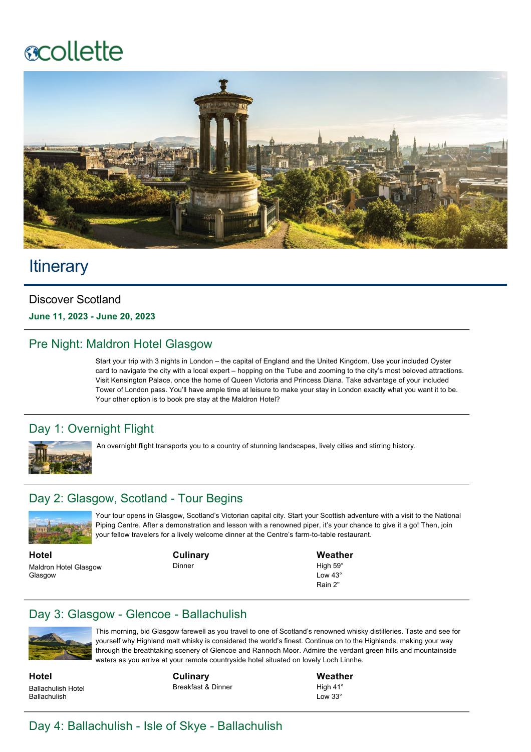collette

# Itinerary

Discover Scotland

**June 11, 2023 - June 20, 2023**

## Pre Night: Maldron Hotel Glasgow

Start your trip with 3 nights in London – the capital of England and the United Kingdom. Use your included Oyster card to navigate the city with a local expert – hopping on the Tube and zooming to the city's most beloved attractions. Visit Kensington Palace, once the home of Queen Victoria and Princess Diana. Take advantage of your included Tower of London pass. You'll have ample time at leisure to make your stay in London exactly what you want it to be. Your other option is to book pre stay at the Maldron Hotel?

## Day 1: Overnight Flight

An overnight flight transports you to a country of stunning landscapes, lively cities and stirring history.

## Day 2: Glasgow, Scotland - Tour Begins

Your tour opens in Glasgow, Scotland's Victorian capital city. Start your Scottish adventure with a visit to the National Piping Centre. After a demonstration and lesson with a renowned piper, it's your chance to give it a go! Then, join your fellow travelers for a lively welcome dinner at the Centre's farm-to-table restaurant.

**Hotel**
Maldron Hotel Glasgow
Glasgow

**Culinary**
Dinner

**Weather**
High 59°
Low 43°
Rain 2"

## Day 3: Glasgow - Glencoe - Ballachulish

This morning, bid Glasgow farewell as you travel to one of Scotland's renowned whisky distilleries. Taste and see for yourself why Highland malt whisky is considered the world's finest. Continue on to the Highlands, making your way through the breathtaking scenery of Glencoe and Rannoch Moor. Admire the verdant green hills and mountainside waters as you arrive at your remote countryside hotel situated on lovely Loch Linnhe.

**Hotel**
Ballachulish Hotel
Ballachulish

**Culinary**
Breakfast & Dinner

**Weather**
High 41°
Low 33°

## Day 4: Ballachulish - Isle of Skye - Ballachulish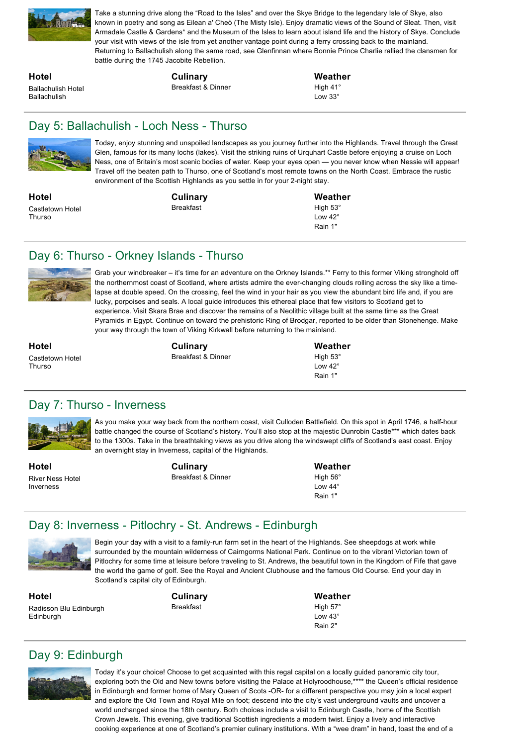Take a stunning drive along the "Road to the Isles" and over the Skye Bridge to the legendary Isle of Skye, also known in poetry and song as Eilean a' Cheò (The Misty Isle). Enjoy dramatic views of the Sound of Sleat. Then, visit Armadale Castle & Gardens* and the Museum of the Isles to learn about island life and the history of Skye. Conclude your visit with views of the isle from yet another vantage point during a ferry crossing back to the mainland. Returning to Ballachulish along the same road, see Glenfinnan where Bonnie Prince Charlie rallied the clansmen for battle during the 1745 Jacobite Rebellion.

| Hotel | Culinary | Weather |
|---|---|---|
| Ballachulish Hotel<br>Ballachulish | Breakfast & Dinner | High 41°<br>Low 33° |

## Day 5: Ballachulish - Loch Ness - Thurso

Today, enjoy stunning and unspoiled landscapes as you journey further into the Highlands. Travel through the Great Glen, famous for its many lochs (lakes). Visit the striking ruins of Urquhart Castle before enjoying a cruise on Loch Ness, one of Britain's most scenic bodies of water. Keep your eyes open — you never know when Nessie will appear! Travel off the beaten path to Thurso, one of Scotland's most remote towns on the North Coast. Embrace the rustic environment of the Scottish Highlands as you settle in for your 2-night stay.

| Hotel | Culinary | Weather |
|---|---|---|
| Castletown Hotel<br>Thurso | Breakfast | High 53°<br>Low 42°<br>Rain 1" |

## Day 6: Thurso - Orkney Islands - Thurso

Grab your windbreaker – it's time for an adventure on the Orkney Islands.** Ferry to this former Viking stronghold off the northernmost coast of Scotland, where artists admire the ever-changing clouds rolling across the sky like a time-lapse at double speed. On the crossing, feel the wind in your hair as you view the abundant bird life and, if you are lucky, porpoises and seals. A local guide introduces this ethereal place that few visitors to Scotland get to experience. Visit Skara Brae and discover the remains of a Neolithic village built at the same time as the Great Pyramids in Egypt. Continue on toward the prehistoric Ring of Brodgar, reported to be older than Stonehenge. Make your way through the town of Viking Kirkwall before returning to the mainland.

| Hotel | Culinary | Weather |
|---|---|---|
| Castletown Hotel<br>Thurso | Breakfast & Dinner | High 53°<br>Low 42°<br>Rain 1" |

## Day 7: Thurso - Inverness

As you make your way back from the northern coast, visit Culloden Battlefield. On this spot in April 1746, a half-hour battle changed the course of Scotland's history. You'll also stop at the majestic Dunrobin Castle*** which dates back to the 1300s. Take in the breathtaking views as you drive along the windswept cliffs of Scotland's east coast. Enjoy an overnight stay in Inverness, capital of the Highlands.

| Hotel | Culinary | Weather |
|---|---|---|
| River Ness Hotel<br>Inverness | Breakfast & Dinner | High 56°<br>Low 44°<br>Rain 1" |

## Day 8: Inverness - Pitlochry - St. Andrews - Edinburgh

Begin your day with a visit to a family-run farm set in the heart of the Highlands. See sheepdogs at work while surrounded by the mountain wilderness of Cairngorms National Park. Continue on to the vibrant Victorian town of Pitlochry for some time at leisure before traveling to St. Andrews, the beautiful town in the Kingdom of Fife that gave the world the game of golf. See the Royal and Ancient Clubhouse and the famous Old Course. End your day in Scotland's capital city of Edinburgh.

| Hotel | Culinary | Weather |
|---|---|---|
| Radisson Blu Edinburgh<br>Edinburgh | Breakfast | High 57°<br>Low 43°<br>Rain 2" |

## Day 9: Edinburgh

Today it's your choice! Choose to get acquainted with this regal capital on a locally guided panoramic city tour, exploring both the Old and New towns before visiting the Palace at Holyroodhouse,**** the Queen's official residence in Edinburgh and former home of Mary Queen of Scots -OR- for a different perspective you may join a local expert and explore the Old Town and Royal Mile on foot; descend into the city's vast underground vaults and uncover a world unchanged since the 18th century. Both choices include a visit to Edinburgh Castle, home of the Scottish Crown Jewels. This evening, give traditional Scottish ingredients a modern twist. Enjoy a lively and interactive cooking experience at one of Scotland's premier culinary institutions. With a "wee dram" in hand, toast the end of a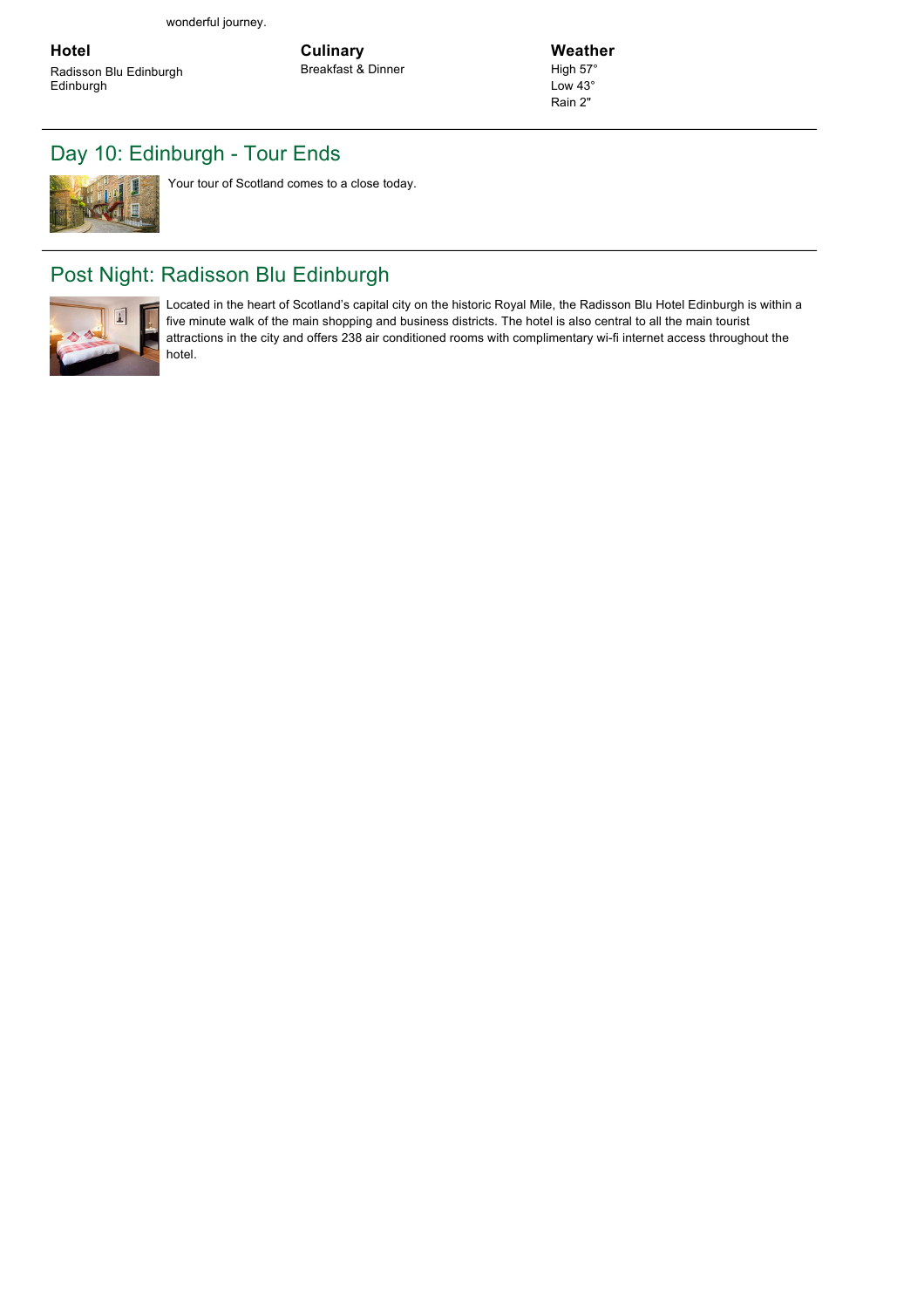wonderful journey.

**Hotel**
Radisson Blu Edinburgh
Edinburgh

**Culinary**
Breakfast & Dinner

**Weather**
High 57°
Low 43°
Rain 2"

## Day 10: Edinburgh - Tour Ends

Your tour of Scotland comes to a close today.

## Post Night: Radisson Blu Edinburgh

Located in the heart of Scotland's capital city on the historic Royal Mile, the Radisson Blu Hotel Edinburgh is within a five minute walk of the main shopping and business districts. The hotel is also central to all the main tourist attractions in the city and offers 238 air conditioned rooms with complimentary wi-fi internet access throughout the hotel.